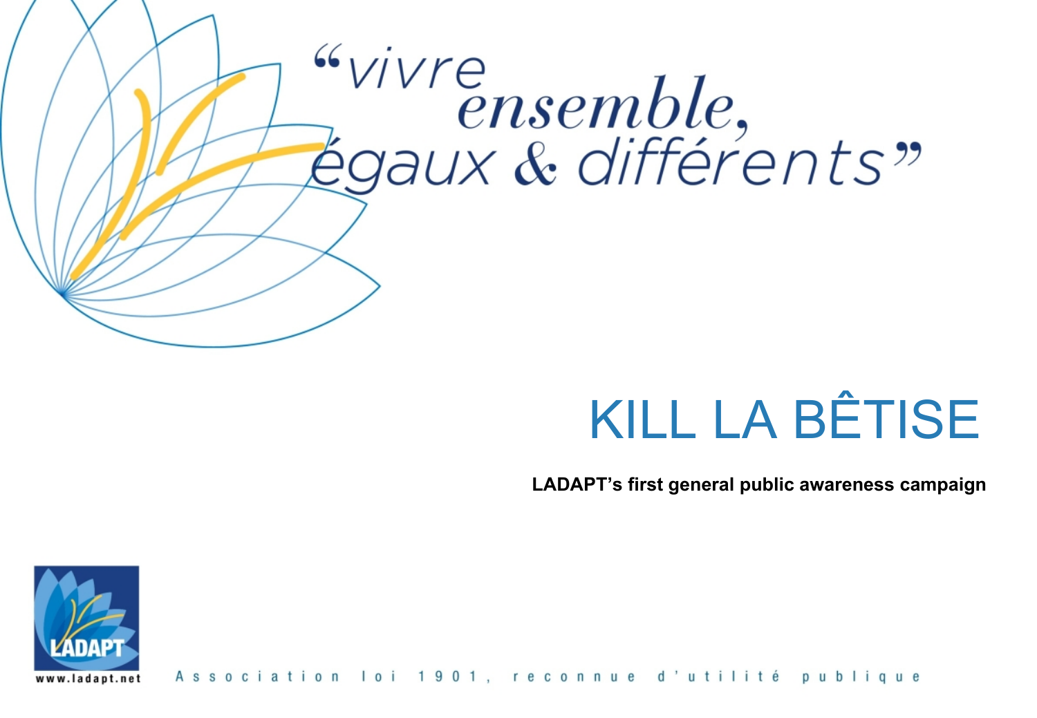*"vivre ensemble, égaux & différents"*

# KILL LA BÊTISE

**LADAPT's first general public awareness campaign**

LADAPT

www.ladapt.net

Association loi 1901, reconnue d'utilité publique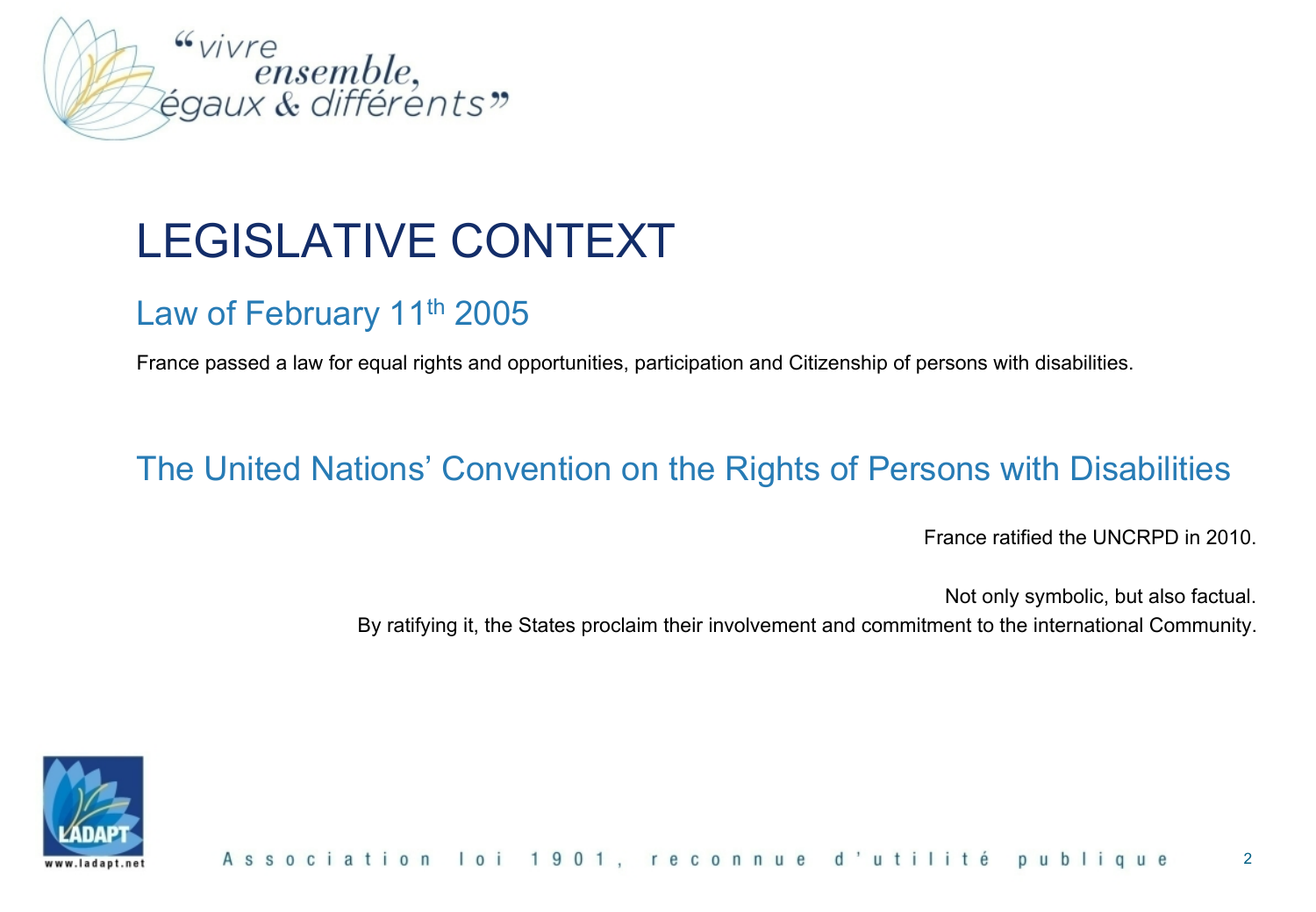# LEGISLATIVE CONTEXT

## Law of February 11th 2005

France passed a law for equal rights and opportunities, participation and Citizenship of persons with disabilities.

## The United Nations' Convention on the Rights of Persons with Disabilities

France ratified the UNCRPD in 2010.

Not only symbolic, but also factual.
By ratifying it, the States proclaim their involvement and commitment to the international Community.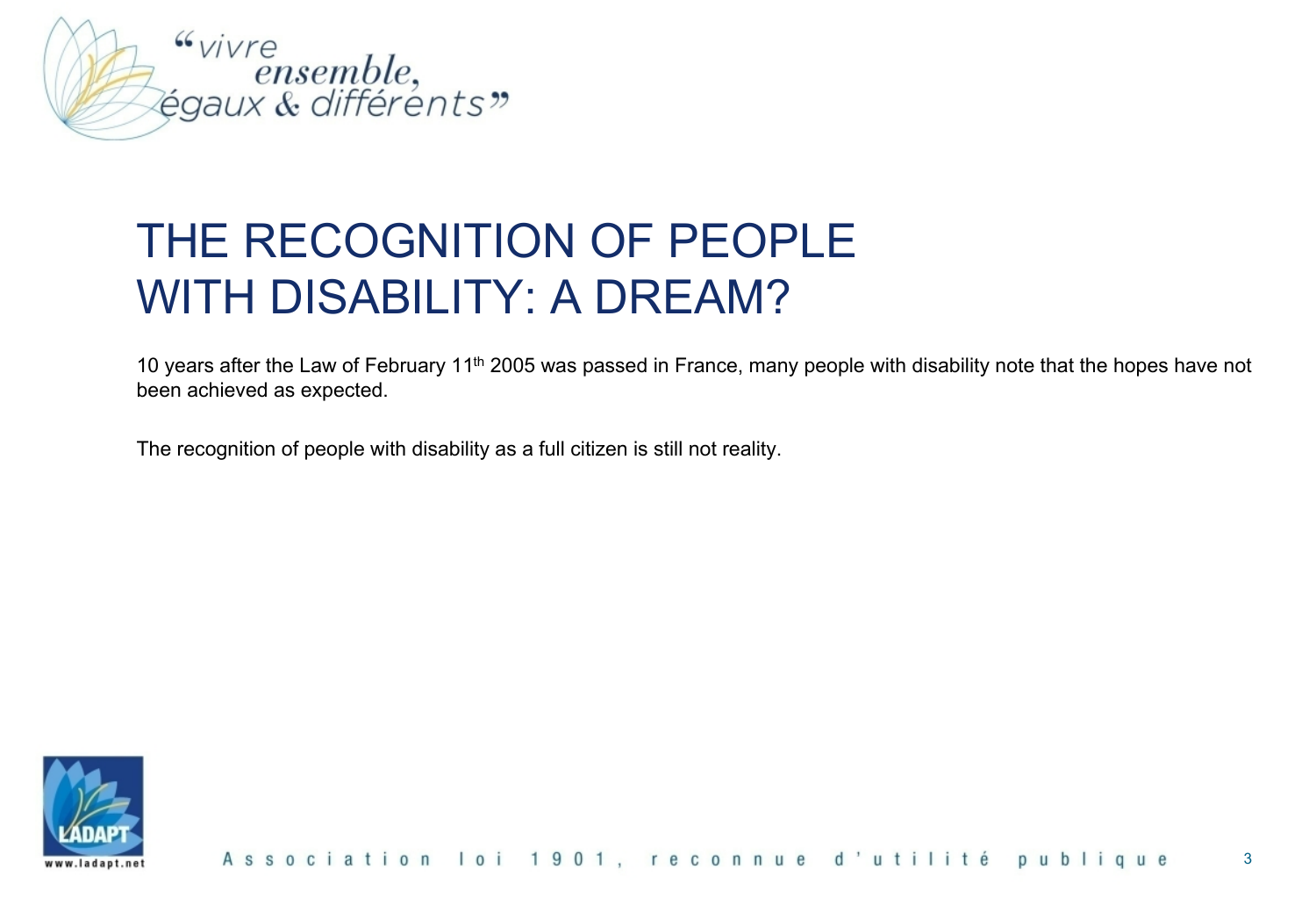# THE RECOGNITION OF PEOPLE WITH DISABILITY: A DREAM?

10 years after the Law of February 11th 2005 was passed in France, many people with disability note that the hopes have not been achieved as expected.

The recognition of people with disability as a full citizen is still not reality.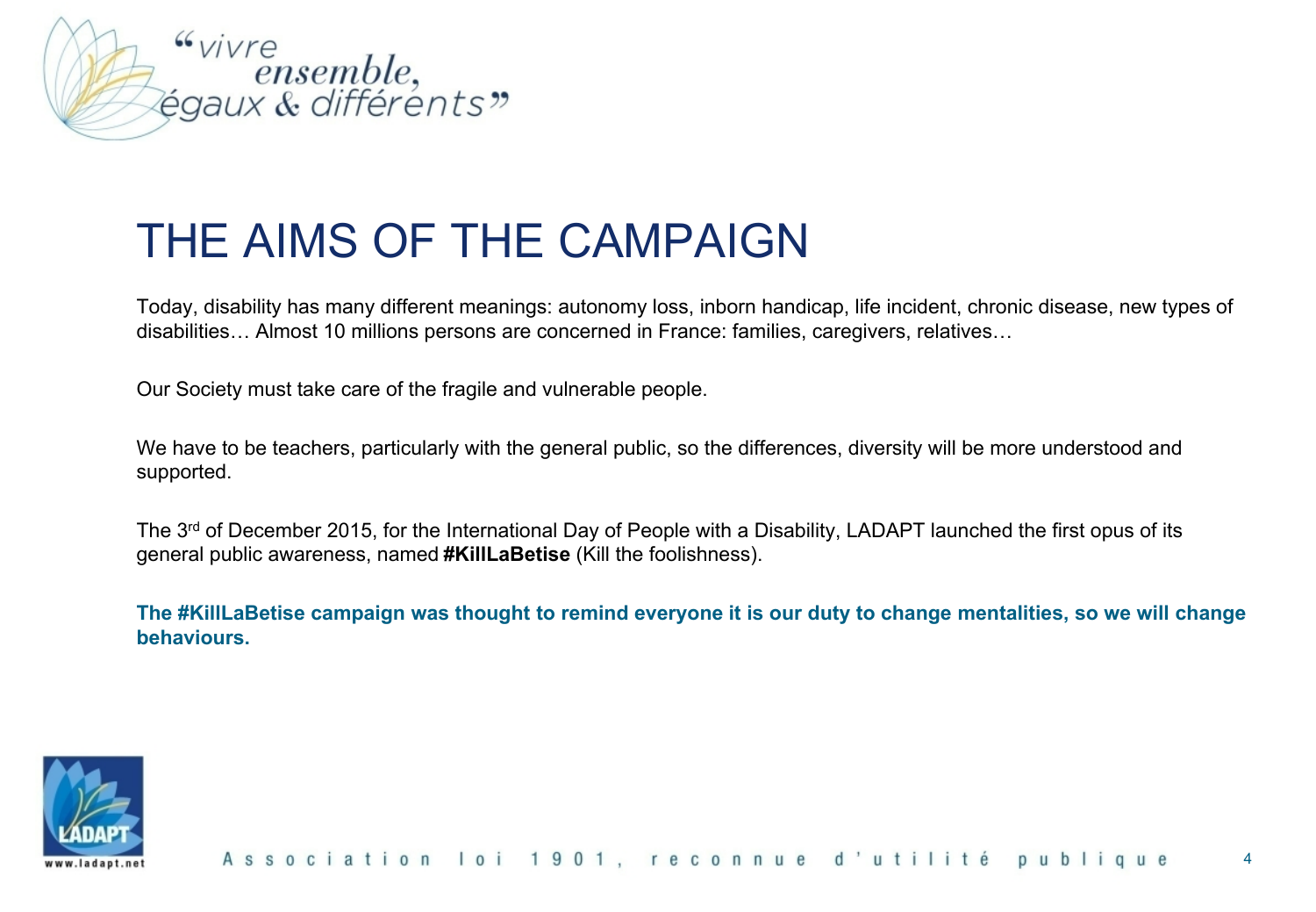# THE AIMS OF THE CAMPAIGN

Today, disability has many different meanings: autonomy loss, inborn handicap, life incident, chronic disease, new types of disabilities… Almost 10 millions persons are concerned in France: families, caregivers, relatives…

Our Society must take care of the fragile and vulnerable people.

We have to be teachers, particularly with the general public, so the differences, diversity will be more understood and supported.

The 3rd of December 2015, for the International Day of People with a Disability, LADAPT launched the first opus of its general public awareness, named **#KillLaBetise** (Kill the foolishness).

**The #KillLaBetise campaign was thought to remind everyone it is our duty to change mentalities, so we will change behaviours.**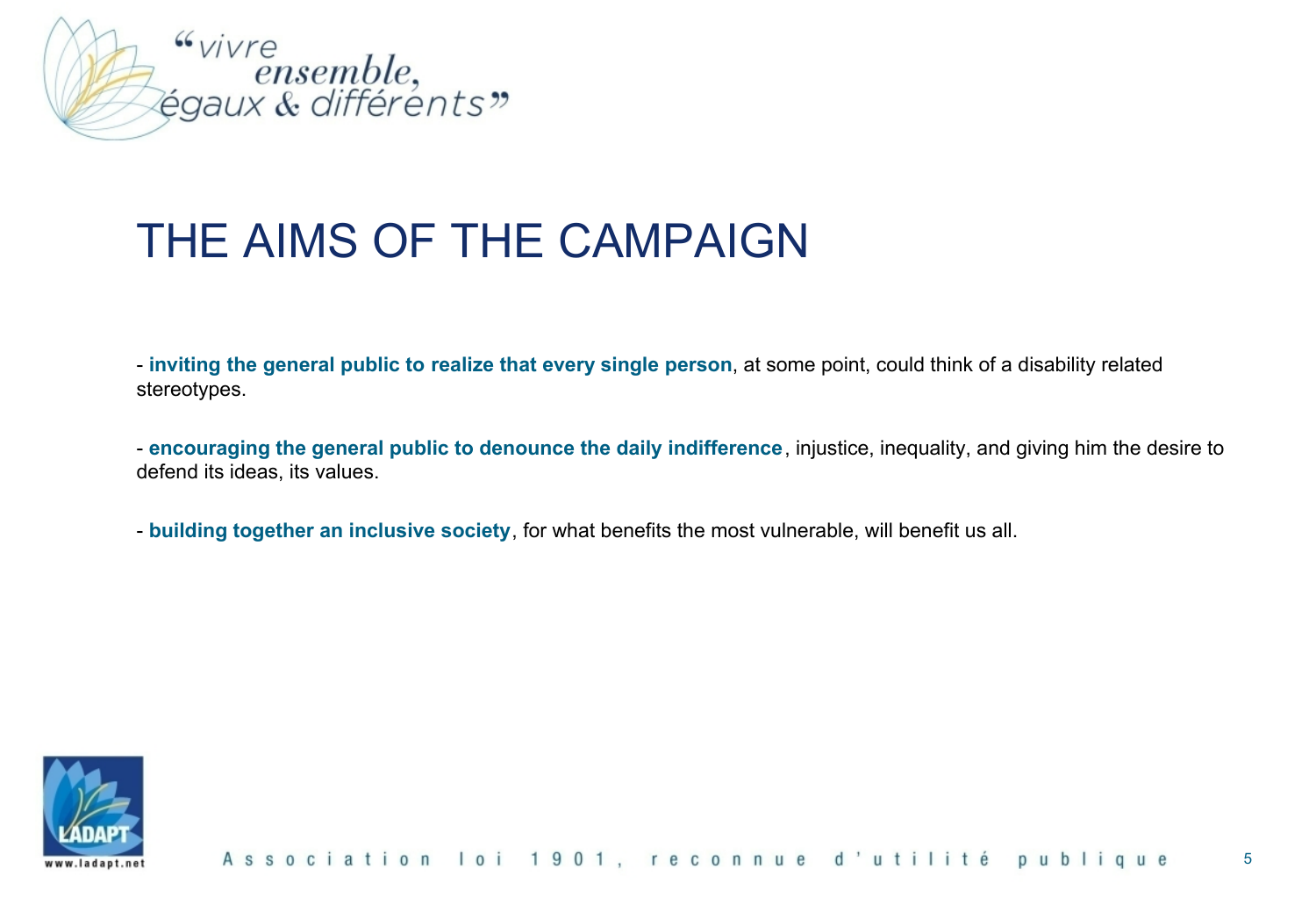# THE AIMS OF THE CAMPAIGN

- **inviting the general public to realize that every single person**, at some point, could think of a disability related stereotypes.

- **encouraging the general public to denounce the daily indifference**, injustice, inequality, and giving him the desire to defend its ideas, its values.

- **building together an inclusive society**, for what benefits the most vulnerable, will benefit us all.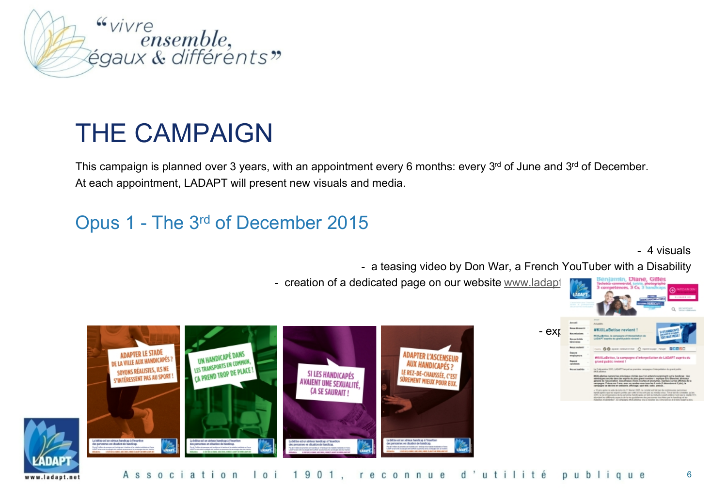# THE CAMPAIGN

This campaign is planned over 3 years, with an appointment every 6 months: every 3rd of June and 3rd of December.
At each appointment, LADAPT will present new visuals and media.

## Opus 1 - The 3rd of December 2015

- 4 visuals
- a teasing video by Don War, a French YouTuber with a Disability
- creation of a dedicated page on our website www.ladapt
- exp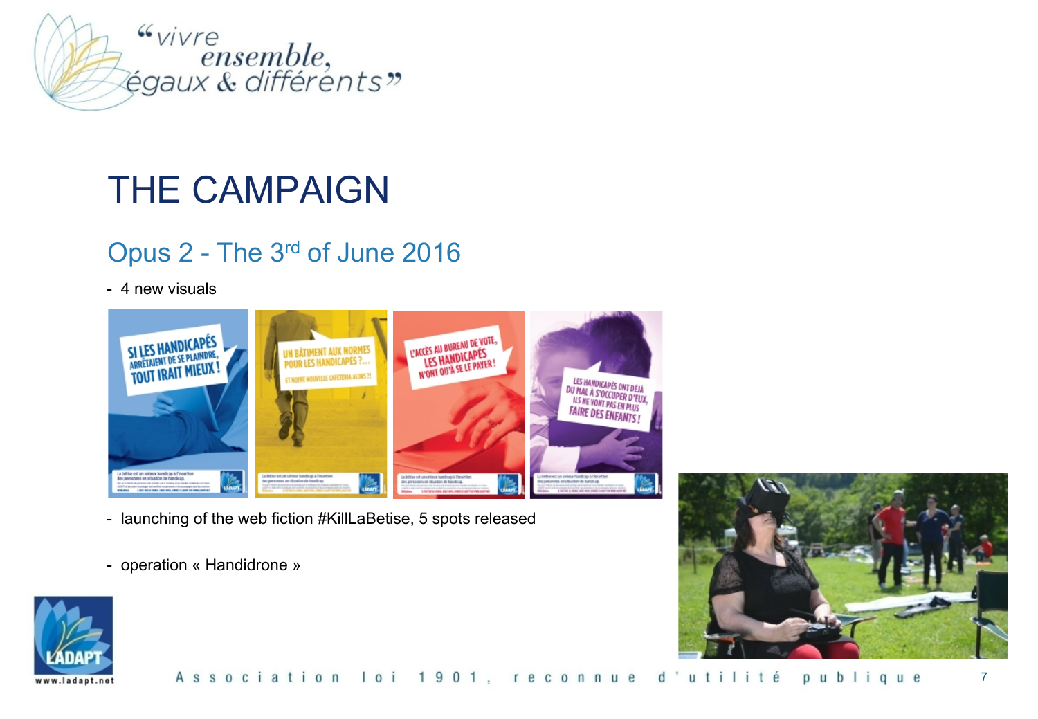# THE CAMPAIGN

## Opus 2 - The 3rd of June 2016

- 4 new visuals
- launching of the web fiction #KillLaBetise, 5 spots released
- operation « Handidrone »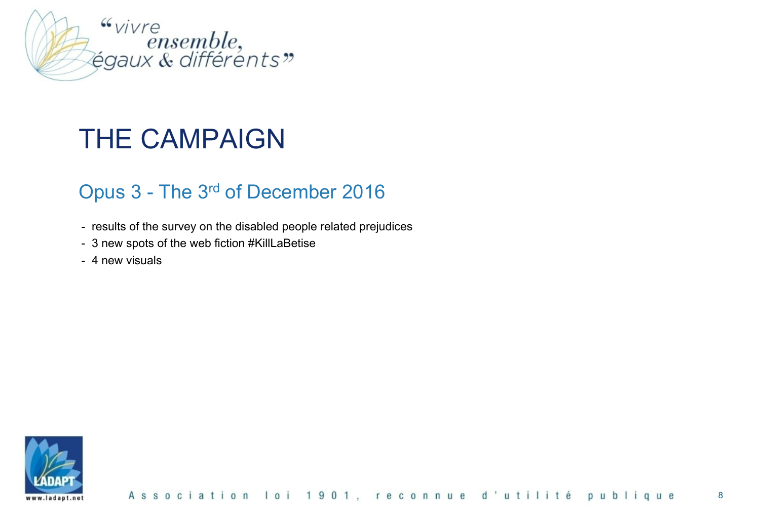“vivre ensemble, égaux & différents”

# THE CAMPAIGN

## Opus 3 - The 3rd of December 2016

- results of the survey on the disabled people related prejudices
- 3 new spots of the web fiction #KillLaBetise
- 4 new visuals